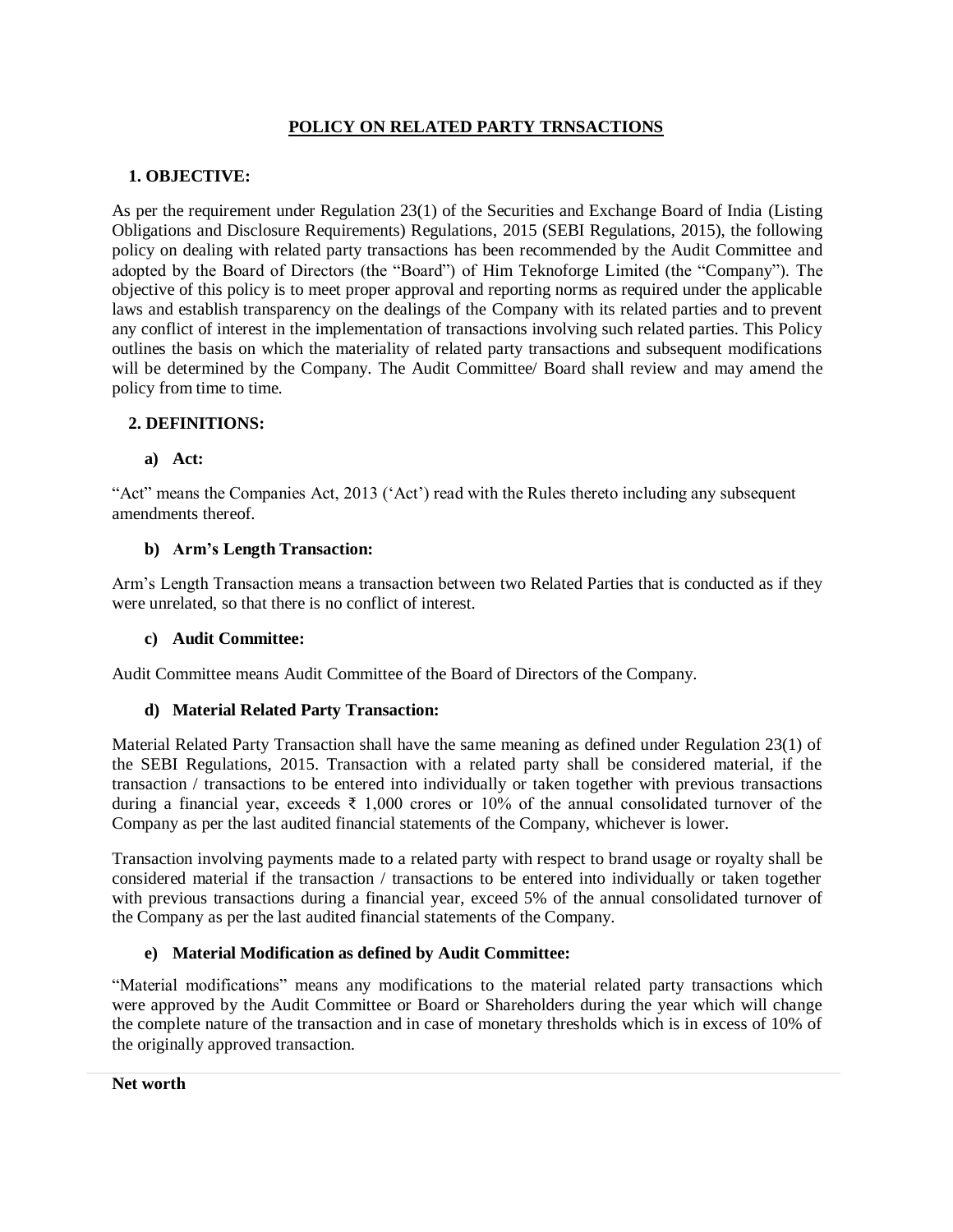# POLICY ON RELATED PARTY TRNSACTIONS

## 1. OBJECTIVE:

As per the requirement under Regulation 23(1) of the Securities and Exchange Board of India (Listing Obligations and Disclosure Requirements) Regulations, 2015 (SEBI Regulations, 2015), the following policy on dealing with related party transactions has been recommended by the Audit Committee and adopted by the Board of Directors (the "Board") of Him Teknoforge Limited (the "Company"). The objective of this policy is to meet proper approval and reporting norms as required under the applicable laws and establish transparency on the dealings of the Company with its related parties and to prevent any conflict of interest in the implementation of transactions involving such related parties. This Policy outlines the basis on which the materiality of related party transactions and subsequent modifications will be determined by the Company. The Audit Committee/ Board shall review and may amend the policy from time to time.

## 2. DEFINITIONS:

### a) Act:

"Act" means the Companies Act, 2013 ('Act') read with the Rules thereto including any subsequent amendments thereof.

### b) Arm's Length Transaction:

Arm's Length Transaction means a transaction between two Related Parties that is conducted as if they were unrelated, so that there is no conflict of interest.

### c) Audit Committee:

Audit Committee means Audit Committee of the Board of Directors of the Company.

### d) Material Related Party Transaction:

Material Related Party Transaction shall have the same meaning as defined under Regulation 23(1) of the SEBI Regulations, 2015. Transaction with a related party shall be considered material, if the transaction / transactions to be entered into individually or taken together with previous transactions during a financial year, exceeds ₹ 1,000 crores or 10% of the annual consolidated turnover of the Company as per the last audited financial statements of the Company, whichever is lower.

Transaction involving payments made to a related party with respect to brand usage or royalty shall be considered material if the transaction / transactions to be entered into individually or taken together with previous transactions during a financial year, exceed 5% of the annual consolidated turnover of the Company as per the last audited financial statements of the Company.

### e) Material Modification as defined by Audit Committee:

"Material modifications" means any modifications to the material related party transactions which were approved by the Audit Committee or Board or Shareholders during the year which will change the complete nature of the transaction and in case of monetary thresholds which is in excess of 10% of the originally approved transaction.

**Net worth**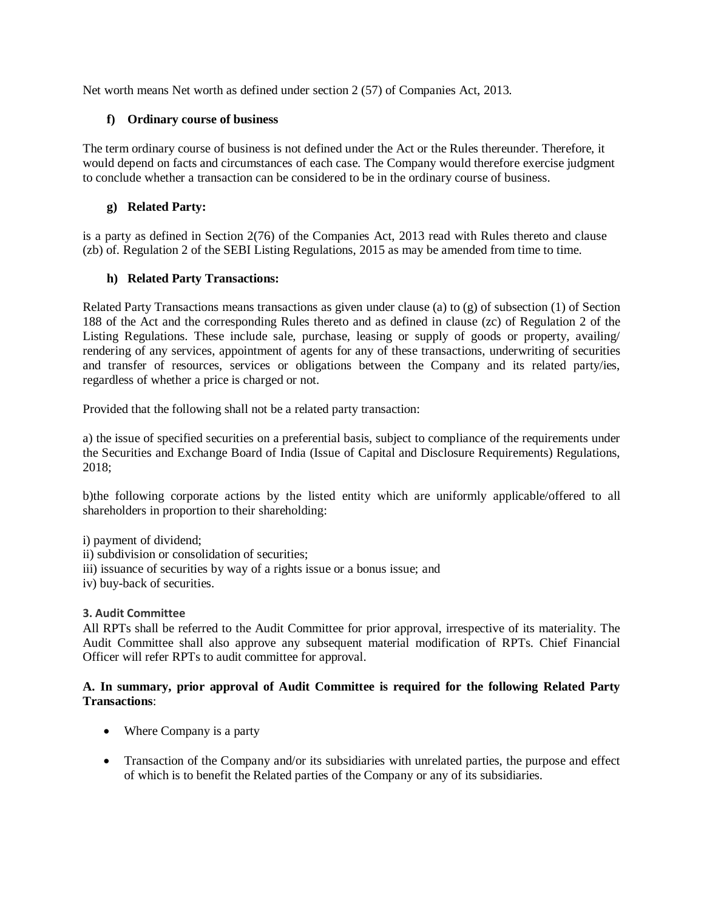Net worth means Net worth as defined under section 2 (57) of Companies Act, 2013.

#### f) Ordinary course of business

The term ordinary course of business is not defined under the Act or the Rules thereunder. Therefore, it would depend on facts and circumstances of each case. The Company would therefore exercise judgment to conclude whether a transaction can be considered to be in the ordinary course of business.

#### g) Related Party:

is a party as defined in Section 2(76) of the Companies Act, 2013 read with Rules thereto and clause (zb) of. Regulation 2 of the SEBI Listing Regulations, 2015 as may be amended from time to time.

#### h) Related Party Transactions:

Related Party Transactions means transactions as given under clause (a) to (g) of subsection (1) of Section 188 of the Act and the corresponding Rules thereto and as defined in clause (zc) of Regulation 2 of the Listing Regulations. These include sale, purchase, leasing or supply of goods or property, availing/ rendering of any services, appointment of agents for any of these transactions, underwriting of securities and transfer of resources, services or obligations between the Company and its related party/ies, regardless of whether a price is charged or not.

Provided that the following shall not be a related party transaction:

a) the issue of specified securities on a preferential basis, subject to compliance of the requirements under the Securities and Exchange Board of India (Issue of Capital and Disclosure Requirements) Regulations, 2018;

b)the following corporate actions by the listed entity which are uniformly applicable/offered to all shareholders in proportion to their shareholding:

i) payment of dividend;
ii) subdivision or consolidation of securities;
iii) issuance of securities by way of a rights issue or a bonus issue; and
iv) buy-back of securities.

### 3. Audit Committee

All RPTs shall be referred to the Audit Committee for prior approval, irrespective of its materiality. The Audit Committee shall also approve any subsequent material modification of RPTs. Chief Financial Officer will refer RPTs to audit committee for approval.

**A. In summary, prior approval of Audit Committee is required for the following Related Party Transactions**:

- Where Company is a party
- Transaction of the Company and/or its subsidiaries with unrelated parties, the purpose and effect of which is to benefit the Related parties of the Company or any of its subsidiaries.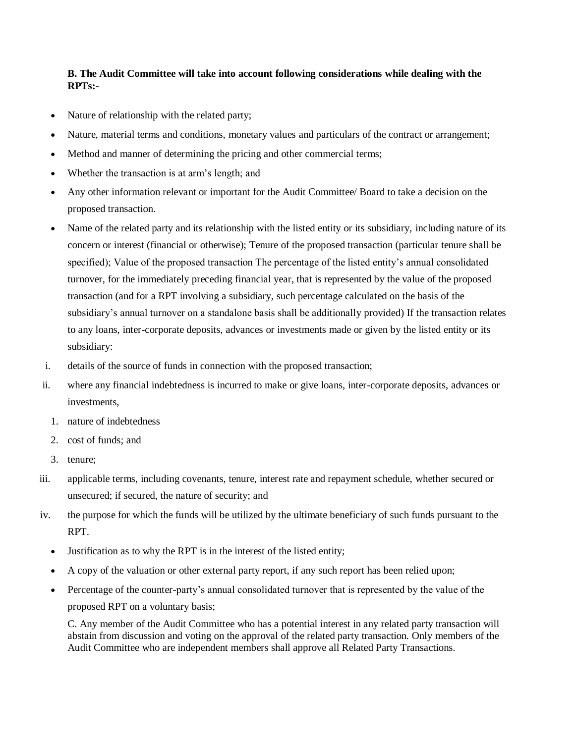**B. The Audit Committee will take into account following considerations while dealing with the RPTs:-**

- Nature of relationship with the related party;
- Nature, material terms and conditions, monetary values and particulars of the contract or arrangement;
- Method and manner of determining the pricing and other commercial terms;
- Whether the transaction is at arm's length; and
- Any other information relevant or important for the Audit Committee/ Board to take a decision on the proposed transaction.
- Name of the related party and its relationship with the listed entity or its subsidiary, including nature of its concern or interest (financial or otherwise); Tenure of the proposed transaction (particular tenure shall be specified); Value of the proposed transaction The percentage of the listed entity's annual consolidated turnover, for the immediately preceding financial year, that is represented by the value of the proposed transaction (and for a RPT involving a subsidiary, such percentage calculated on the basis of the subsidiary's annual turnover on a standalone basis shall be additionally provided) If the transaction relates to any loans, inter-corporate deposits, advances or investments made or given by the listed entity or its subsidiary:

i. details of the source of funds in connection with the proposed transaction;

ii. where any financial indebtedness is incurred to make or give loans, inter-corporate deposits, advances or investments,

   1. nature of indebtedness
   2. cost of funds; and
   3. tenure;

iii. applicable terms, including covenants, tenure, interest rate and repayment schedule, whether secured or unsecured; if secured, the nature of security; and

iv. the purpose for which the funds will be utilized by the ultimate beneficiary of such funds pursuant to the RPT.

- Justification as to why the RPT is in the interest of the listed entity;
- A copy of the valuation or other external party report, if any such report has been relied upon;
- Percentage of the counter-party's annual consolidated turnover that is represented by the value of the proposed RPT on a voluntary basis;

C. Any member of the Audit Committee who has a potential interest in any related party transaction will abstain from discussion and voting on the approval of the related party transaction. Only members of the Audit Committee who are independent members shall approve all Related Party Transactions.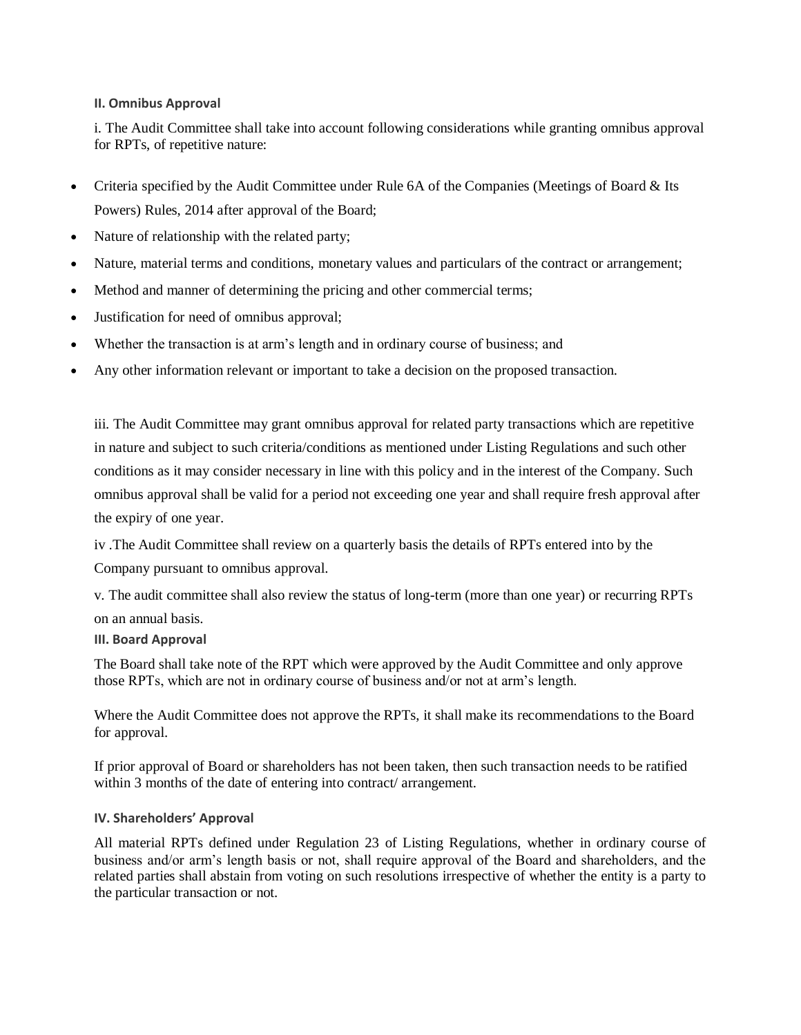### II. Omnibus Approval

i. The Audit Committee shall take into account following considerations while granting omnibus approval for RPTs, of repetitive nature:

- Criteria specified by the Audit Committee under Rule 6A of the Companies (Meetings of Board & Its Powers) Rules, 2014 after approval of the Board;
- Nature of relationship with the related party;
- Nature, material terms and conditions, monetary values and particulars of the contract or arrangement;
- Method and manner of determining the pricing and other commercial terms;
- Justification for need of omnibus approval;
- Whether the transaction is at arm's length and in ordinary course of business; and
- Any other information relevant or important to take a decision on the proposed transaction.

iii. The Audit Committee may grant omnibus approval for related party transactions which are repetitive in nature and subject to such criteria/conditions as mentioned under Listing Regulations and such other conditions as it may consider necessary in line with this policy and in the interest of the Company. Such omnibus approval shall be valid for a period not exceeding one year and shall require fresh approval after the expiry of one year.

iv .The Audit Committee shall review on a quarterly basis the details of RPTs entered into by the Company pursuant to omnibus approval.

v. The audit committee shall also review the status of long-term (more than one year) or recurring RPTs on an annual basis.

### III. Board Approval

The Board shall take note of the RPT which were approved by the Audit Committee and only approve those RPTs, which are not in ordinary course of business and/or not at arm's length.

Where the Audit Committee does not approve the RPTs, it shall make its recommendations to the Board for approval.

If prior approval of Board or shareholders has not been taken, then such transaction needs to be ratified within 3 months of the date of entering into contract/ arrangement.

### IV. Shareholders' Approval

All material RPTs defined under Regulation 23 of Listing Regulations, whether in ordinary course of business and/or arm's length basis or not, shall require approval of the Board and shareholders, and the related parties shall abstain from voting on such resolutions irrespective of whether the entity is a party to the particular transaction or not.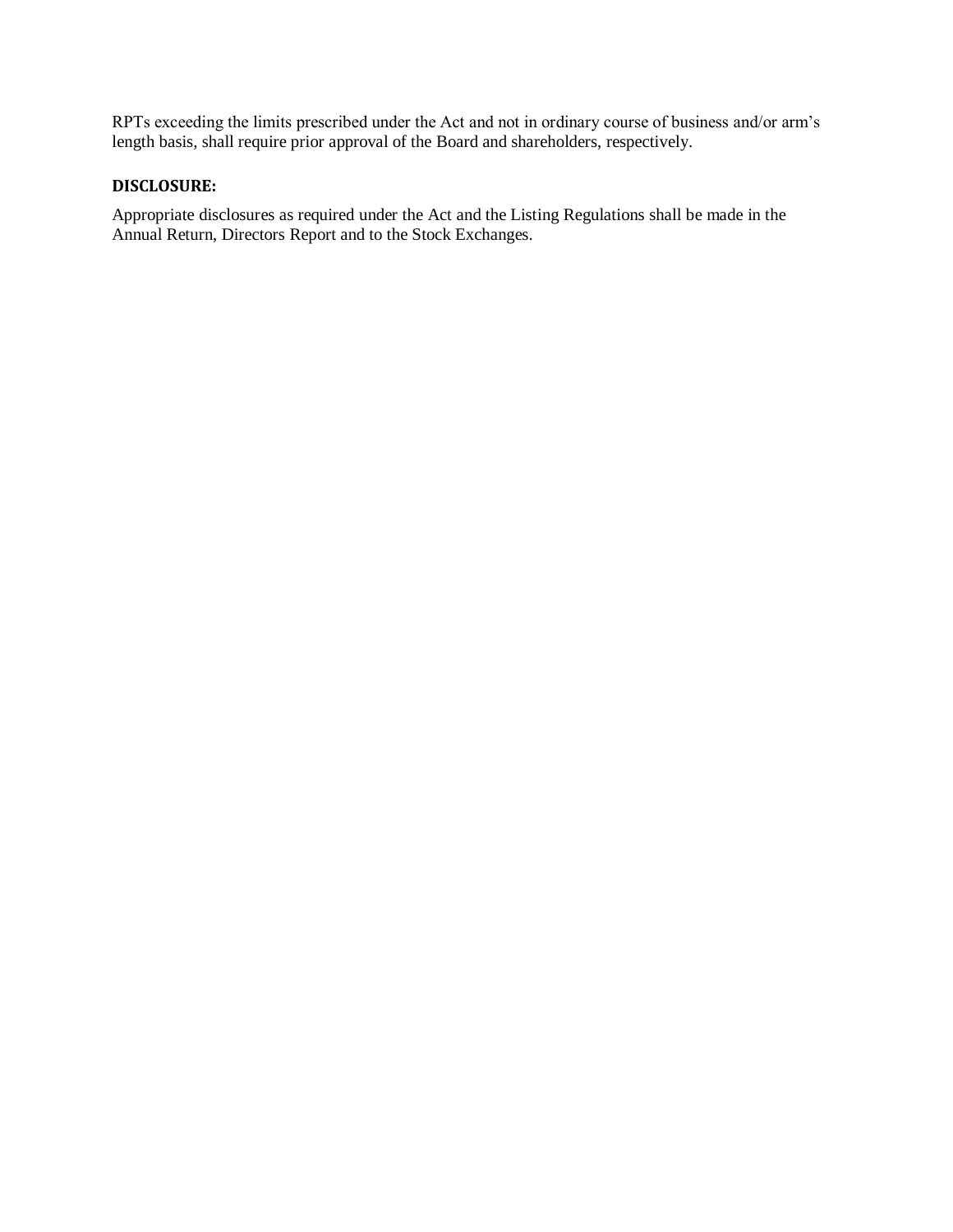RPTs exceeding the limits prescribed under the Act and not in ordinary course of business and/or arm's length basis, shall require prior approval of the Board and shareholders, respectively.

## DISCLOSURE:

Appropriate disclosures as required under the Act and the Listing Regulations shall be made in the Annual Return, Directors Report and to the Stock Exchanges.